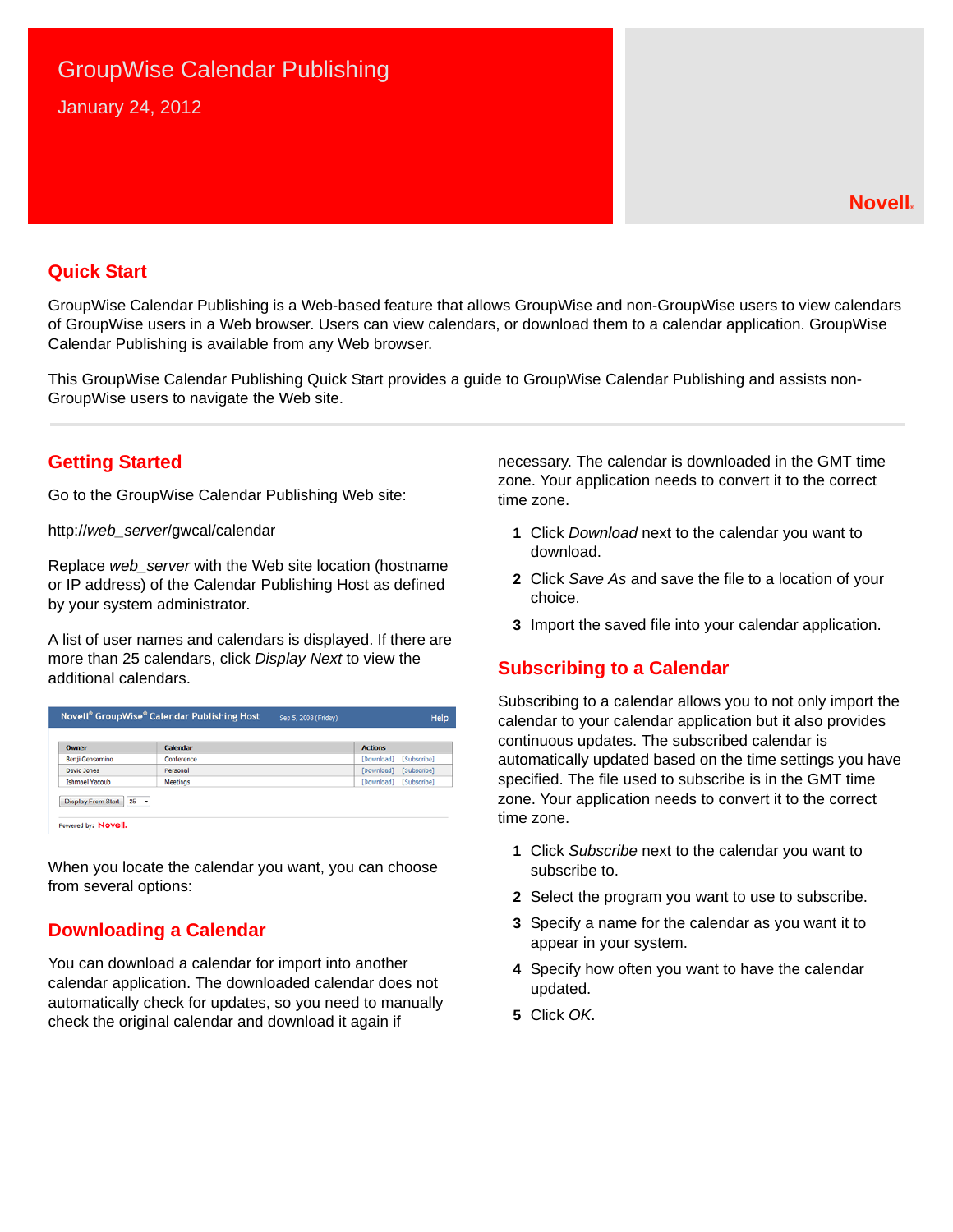# GroupWise Calendar Publishing

January 24, 2012

Novell.

## Quick Start

GroupWise Calendar Publishing is a Web-based feature that allows GroupWise and non-GroupWise users to view calendars of GroupWise users in a Web browser. Users can view calendars, or download them to a calendar application. GroupWise Calendar Publishing is available from any Web browser.

This GroupWise Calendar Publishing Quick Start provides a guide to GroupWise Calendar Publishing and assists non-GroupWise users to navigate the Web site.

## Getting Started

Go to the GroupWise Calendar Publishing Web site:

http://*web_server*/gwcal/calendar

Replace *web_server* with the Web site location (hostname or IP address) of the Calendar Publishing Host as defined by your system administrator.

A list of user names and calendars is displayed. If there are more than 25 calendars, click *Display Next* to view the additional calendars.

When you locate the calendar you want, you can choose from several options:

## Downloading a Calendar

You can download a calendar for import into another calendar application. The downloaded calendar does not automatically check for updates, so you need to manually check the original calendar and download it again if necessary. The calendar is downloaded in the GMT time zone. Your application needs to convert it to the correct time zone.

1. Click *Download* next to the calendar you want to download.
2. Click *Save As* and save the file to a location of your choice.
3. Import the saved file into your calendar application.

## Subscribing to a Calendar

Subscribing to a calendar allows you to not only import the calendar to your calendar application but it also provides continuous updates. The subscribed calendar is automatically updated based on the time settings you have specified. The file used to subscribe is in the GMT time zone. Your application needs to convert it to the correct time zone.

1. Click *Subscribe* next to the calendar you want to subscribe to.
2. Select the program you want to use to subscribe.
3. Specify a name for the calendar as you want it to appear in your system.
4. Specify how often you want to have the calendar updated.
5. Click *OK*.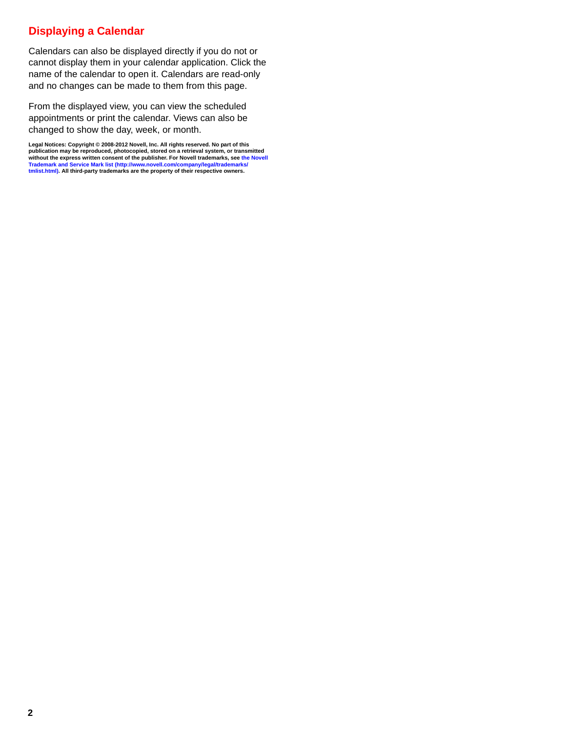## Displaying a Calendar

Calendars can also be displayed directly if you do not or cannot display them in your calendar application. Click the name of the calendar to open it. Calendars are read-only and no changes can be made to them from this page.

From the displayed view, you can view the scheduled appointments or print the calendar. Views can also be changed to show the day, week, or month.

**Legal Notices: Copyright © 2008-2012 Novell, Inc. All rights reserved. No part of this publication may be reproduced, photocopied, stored on a retrieval system, or transmitted without the express written consent of the publisher. For Novell trademarks, see the Novell Trademark and Service Mark list (http://www.novell.com/company/legal/trademarks/tmlist.html). All third-party trademarks are the property of their respective owners.**